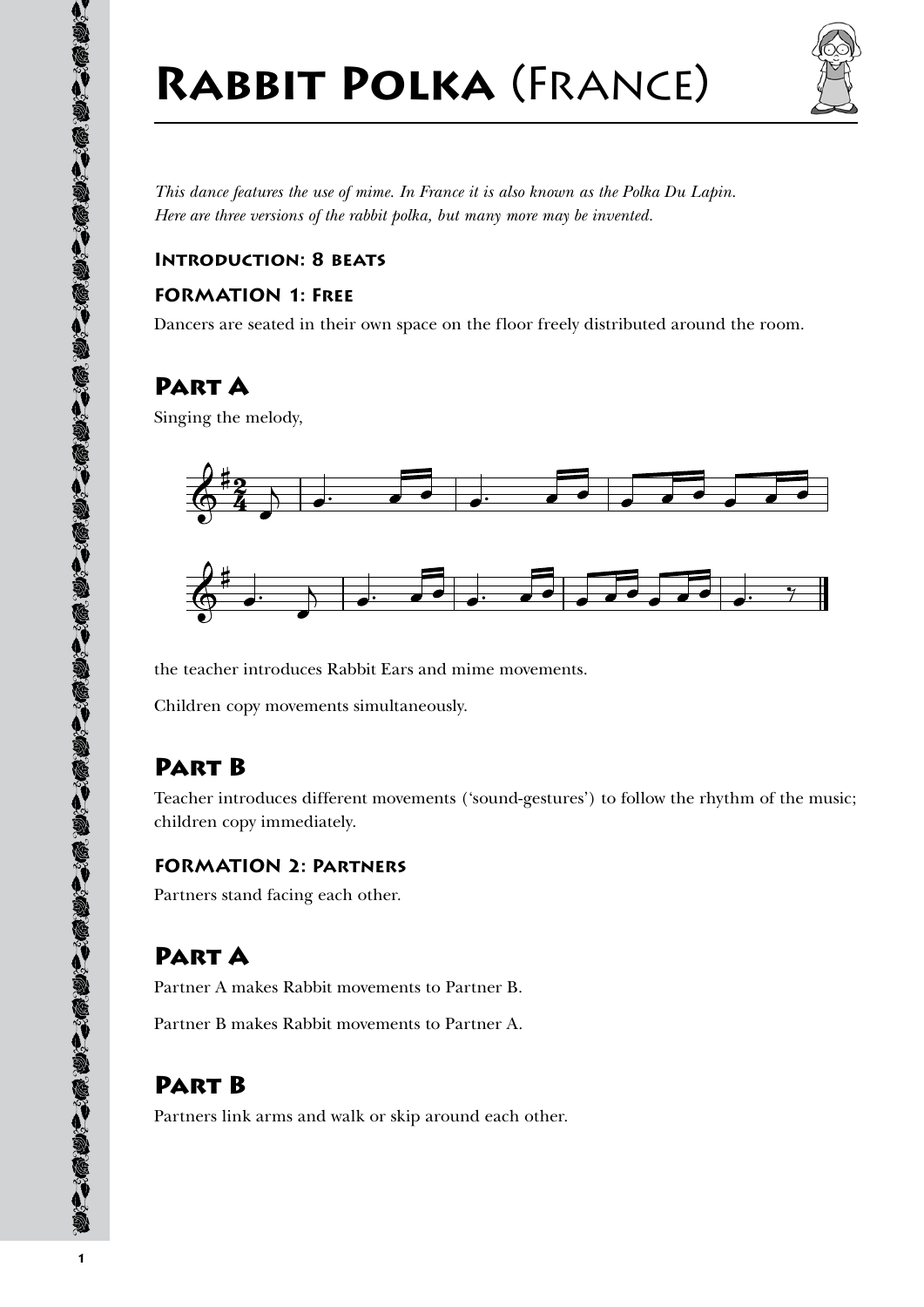# Rabbit Polka (France)

*This dance features the use of mime. In France it is also known as the Polka Du Lapin. Here are three versions of the rabbit polka, but many more may be invented.*

### Introduction: 8 beats

### FORMATION 1: Free

Dancers are seated in their own space on the floor freely distributed around the room.

## Part A

Singing the melody,

the teacher introduces Rabbit Ears and mime movements.

Children copy movements simultaneously.

## Part B

Teacher introduces different movements ('sound-gestures') to follow the rhythm of the music; children copy immediately.

### FORMATION 2: Partners

Partners stand facing each other.

## Part A

Partner A makes Rabbit movements to Partner B.

Partner B makes Rabbit movements to Partner A.

## Part B

Partners link arms and walk or skip around each other.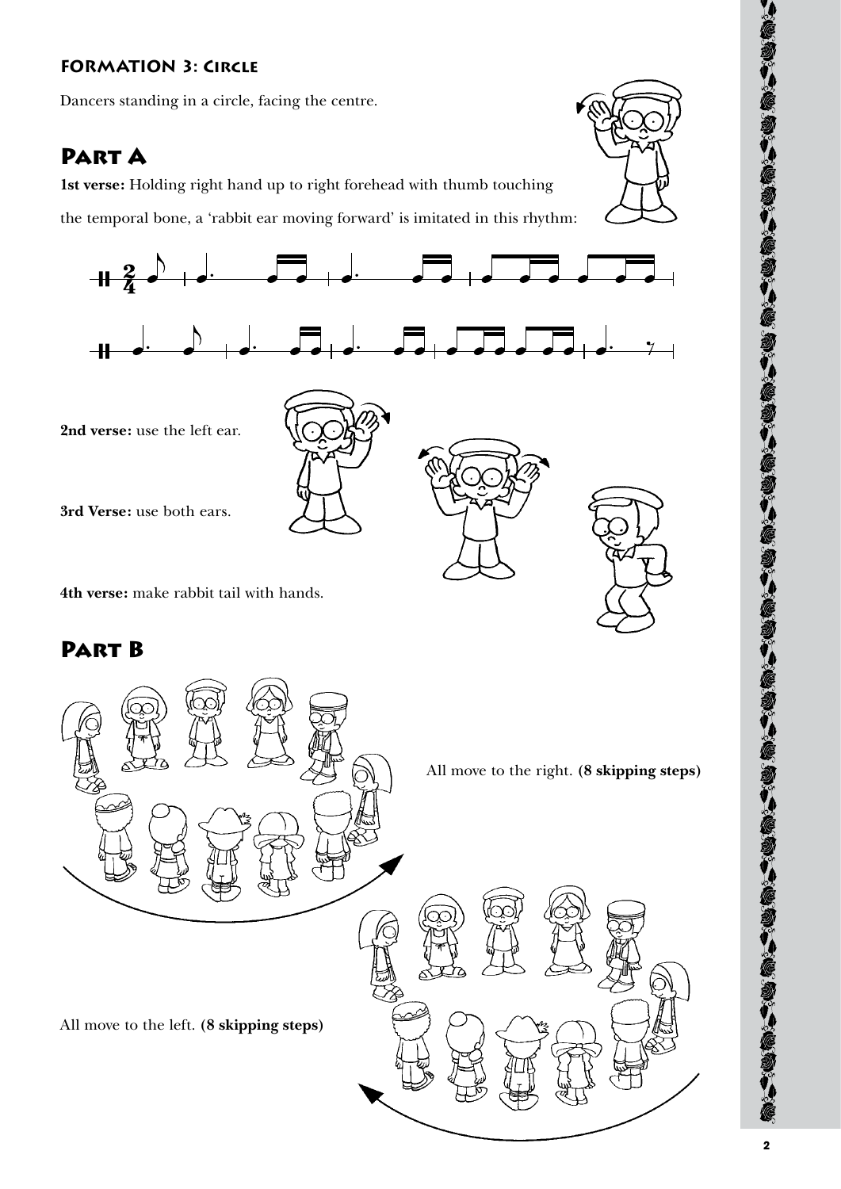#### FORMATION 3: Circle

Dancers standing in a circle, facing the centre.

## Part A

**1st verse:** Holding right hand up to right forehead with thumb touching the temporal bone, a 'rabbit ear moving forward' is imitated in this rhythm:

**2nd verse:** use the left ear.

**3rd Verse:** use both ears.

**4th verse:** make rabbit tail with hands.

## Part B

All move to the right. **(8 skipping steps)**

All move to the left. **(8 skipping steps)**